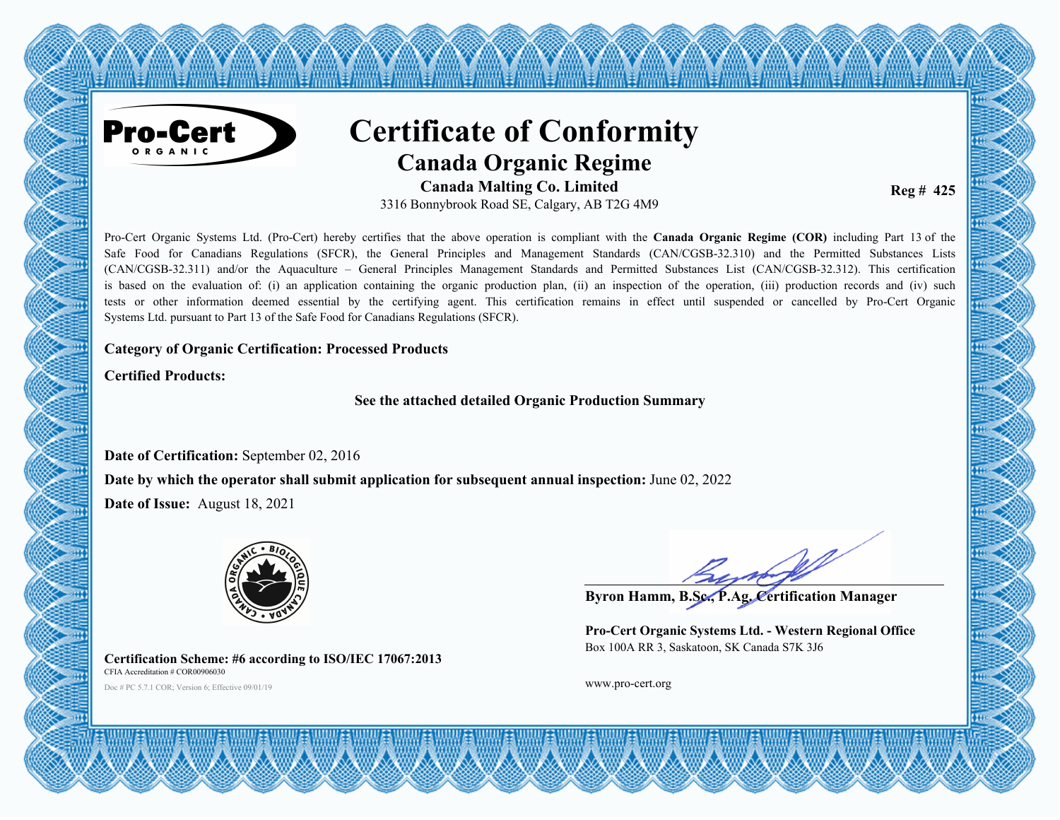Pro-Cert ORGANIC

# Certificate of Conformity

## Canada Organic Regime

**Canada Malting Co. Limited**

3316 Bonnybrook Road SE, Calgary, AB T2G 4M9

**Reg # 425**

Pro-Cert Organic Systems Ltd. (Pro-Cert) hereby certifies that the above operation is compliant with the **Canada Organic Regime (COR)** including Part 13 of the Safe Food for Canadians Regulations (SFCR), the General Principles and Management Standards (CAN/CGSB-32.310) and the Permitted Substances Lists (CAN/CGSB-32.311) and/or the Aquaculture – General Principles Management Standards and Permitted Substances List (CAN/CGSB-32.312). This certification is based on the evaluation of: (i) an application containing the organic production plan, (ii) an inspection of the operation, (iii) production records and (iv) such tests or other information deemed essential by the certifying agent. This certification remains in effect until suspended or cancelled by Pro-Cert Organic Systems Ltd. pursuant to Part 13 of the Safe Food for Canadians Regulations (SFCR).

**Category of Organic Certification: Processed Products**

**Certified Products:**

**See the attached detailed Organic Production Summary**

**Date of Certification:** September 02, 2016

**Date by which the operator shall submit application for subsequent annual inspection:** June 02, 2022

**Date of Issue:** August 18, 2021

CANADA ORGANIC • BIOLOGIQUE CANADA

**Byron Hamm, B.Sc., P.Ag, Certification Manager**

**Pro-Cert Organic Systems Ltd. - Western Regional Office**

Box 100A RR 3, Saskatoon, SK Canada S7K 3J6

www.pro-cert.org

**Certification Scheme: #6 according to ISO/IEC 17067:2013**

CFIA Accreditation # COR00906030

Doc # PC 5.7.1 COR; Version 6; Effective 09/01/19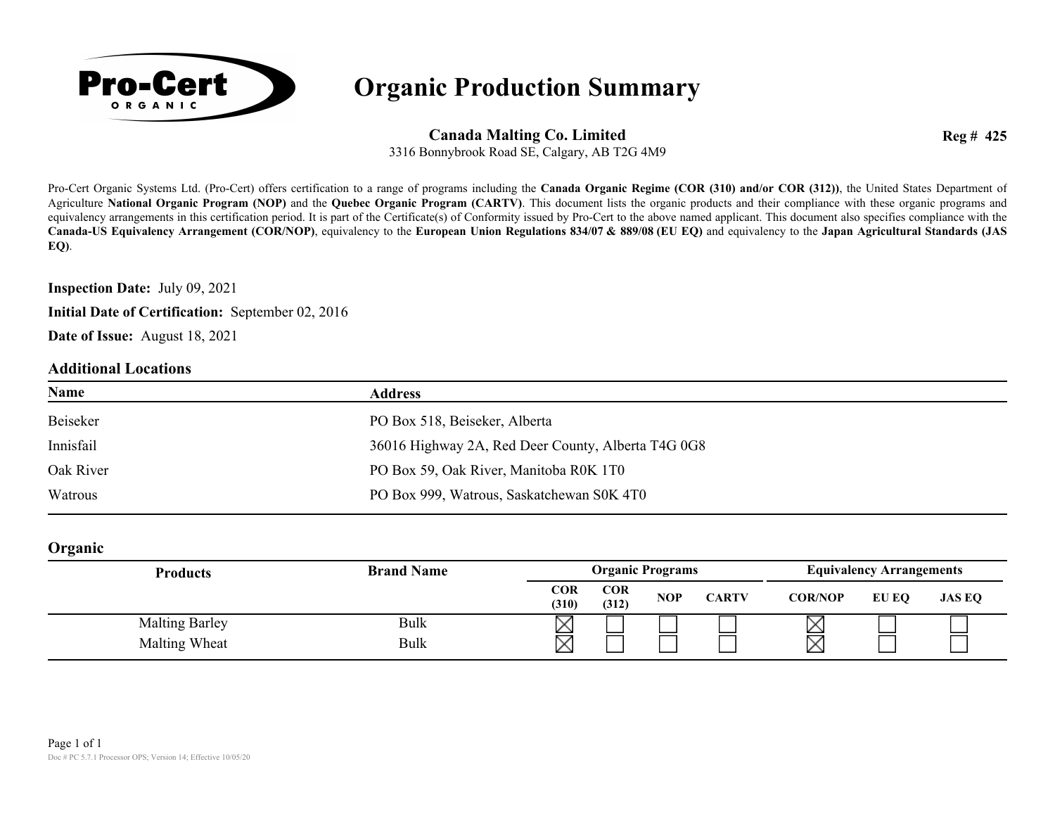# Organic Production Summary

**Canada Malting Co. Limited**
3316 Bonnybrook Road SE, Calgary, AB T2G 4M9

**Reg # 425**

Pro-Cert Organic Systems Ltd. (Pro-Cert) offers certification to a range of programs including the **Canada Organic Regime (COR (310) and/or COR (312))**, the United States Department of Agriculture **National Organic Program (NOP)** and the **Quebec Organic Program (CARTV)**. This document lists the organic products and their compliance with these organic programs and equivalency arrangements in this certification period. It is part of the Certificate(s) of Conformity issued by Pro-Cert to the above named applicant. This document also specifies compliance with the **Canada-US Equivalency Arrangement (COR/NOP)**, equivalency to the **European Union Regulations 834/07 & 889/08 (EU EQ)** and equivalency to the **Japan Agricultural Standards (JAS EQ)**.

**Inspection Date:** July 09, 2021

**Initial Date of Certification:** September 02, 2016

**Date of Issue:** August 18, 2021

## Additional Locations

| Name | Address |
|---|---|
| Beiseker | PO Box 518, Beiseker, Alberta |
| Innisfail | 36016 Highway 2A, Red Deer County, Alberta T4G 0G8 |
| Oak River | PO Box 59, Oak River, Manitoba R0K 1T0 |
| Watrous | PO Box 999, Watrous, Saskatchewan S0K 4T0 |

## Organic

| Products | Brand Name | Organic Programs | | | | Equivalency Arrangements | | |
|---|---|---|---|---|---|---|---|---|
| | | COR (310) | COR (312) | NOP | CARTV | COR/NOP | EU EQ | JAS EQ |
| Malting Barley | Bulk | ☒ | ☐ | ☐ | ☐ | ☒ | ☐ | ☐ |
| Malting Wheat | Bulk | ☒ | ☐ | ☐ | ☐ | ☒ | ☐ | ☐ |

Doc # PC 5.7.1 Processor OPS; Version 14; Effective 10/05/20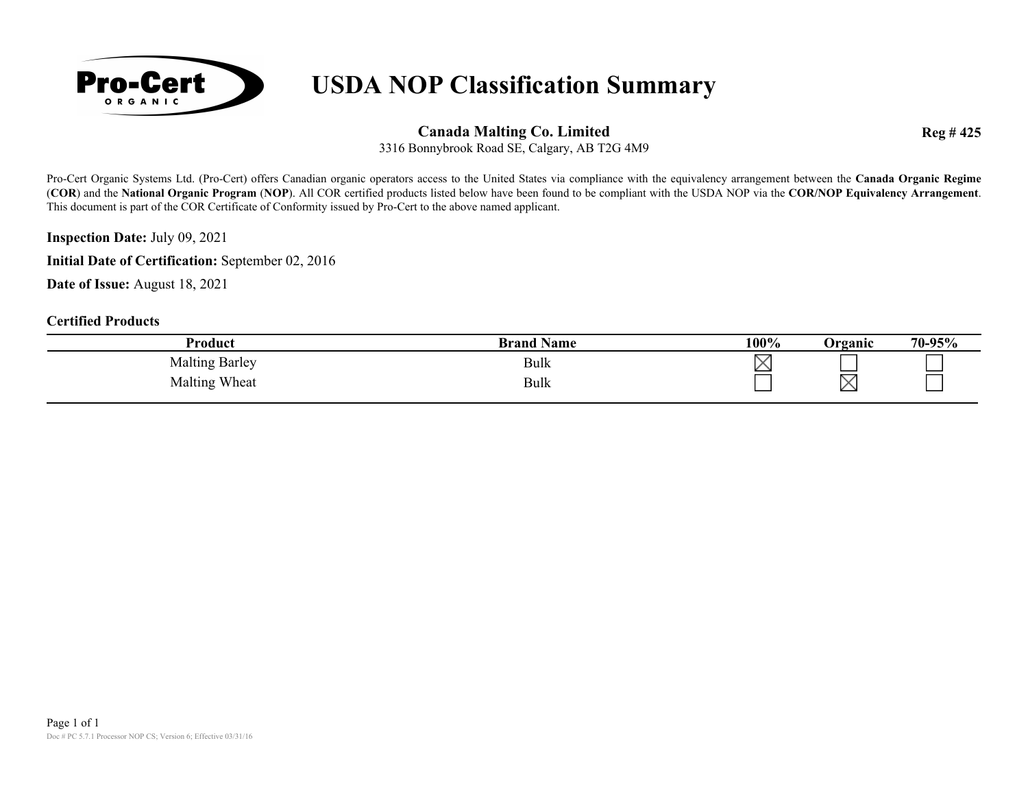# USDA NOP Classification Summary

**Canada Malting Co. Limited**

3316 Bonnybrook Road SE, Calgary, AB T2G 4M9

**Reg # 425**

Pro-Cert Organic Systems Ltd. (Pro-Cert) offers Canadian organic operators access to the United States via compliance with the equivalency arrangement between the **Canada Organic Regime** (**COR**) and the **National Organic Program** (**NOP**). All COR certified products listed below have been found to be compliant with the USDA NOP via the **COR/NOP Equivalency Arrangement**. This document is part of the COR Certificate of Conformity issued by Pro-Cert to the above named applicant.

**Inspection Date:** July 09, 2021

**Initial Date of Certification:** September 02, 2016

**Date of Issue:** August 18, 2021

**Certified Products**

| Product | Brand Name | 100% | Organic | 70-95% |
|---|---|---|---|---|
| Malting Barley | Bulk | ☒ | ☐ | ☐ |
| Malting Wheat | Bulk | ☐ | ☒ | ☐ |

Doc # PC 5.7.1 Processor NOP CS; Version 6; Effective 03/31/16